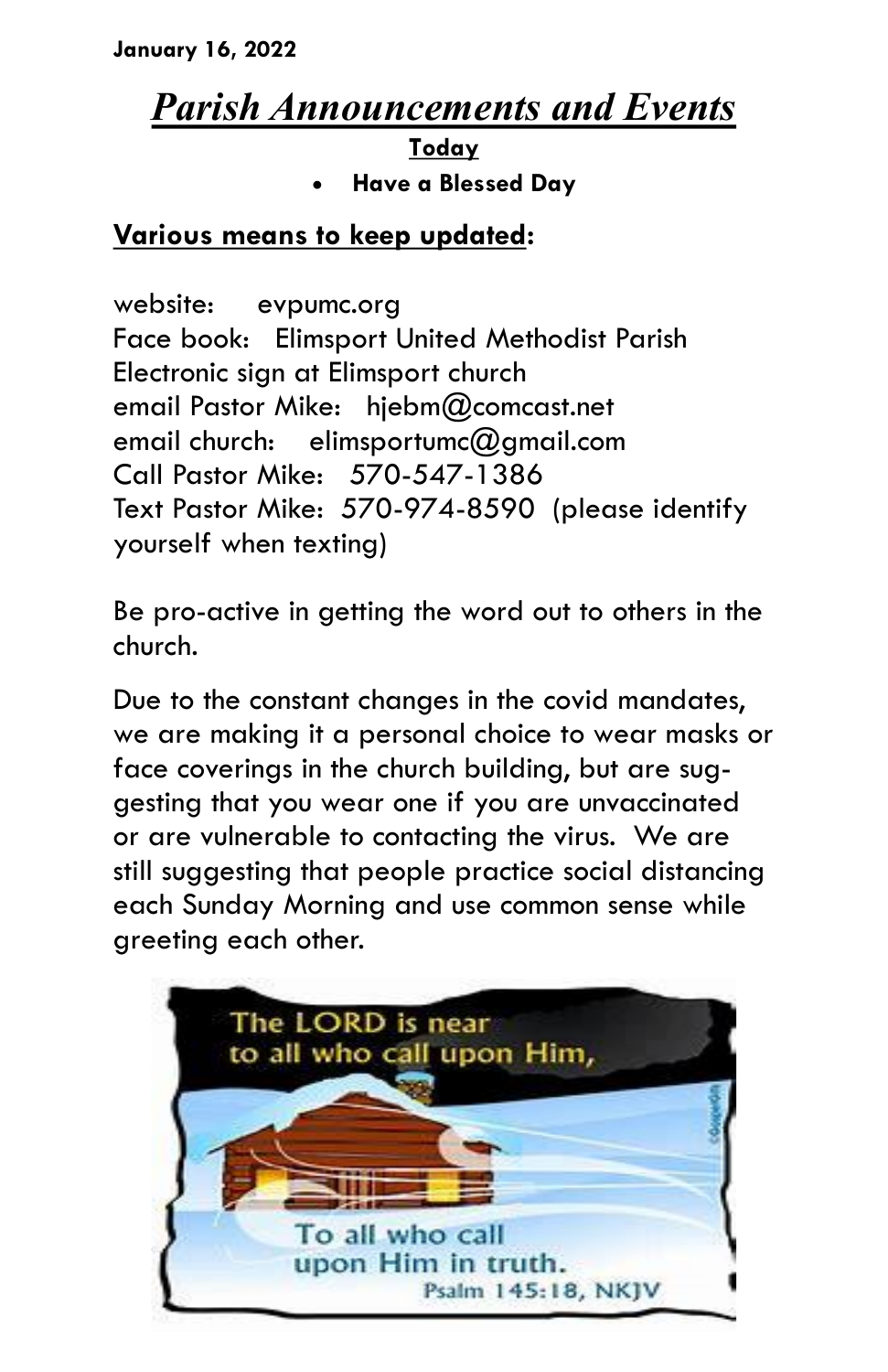**January 16, 2022**

# ***Parish Announcements and Events***

**Today**

- **Have a Blessed Day**

**Various means to keep updated:**

website: evpumc.org
Face book: Elimsport United Methodist Parish
Electronic sign at Elimsport church
email Pastor Mike: hjebm@comcast.net
email church: elimsportumc@gmail.com
Call Pastor Mike: 570-547-1386
Text Pastor Mike: 570-974-8590 (please identify yourself when texting)

Be pro-active in getting the word out to others in the church.

Due to the constant changes in the covid mandates, we are making it a personal choice to wear masks or face coverings in the church building, but are suggesting that you wear one if you are unvaccinated or are vulnerable to contacting the virus. We are still suggesting that people practice social distancing each Sunday Morning and use common sense while greeting each other.

The LORD is near to all who call upon Him,
To all who call upon Him in truth.
Psalm 145:18, NKJV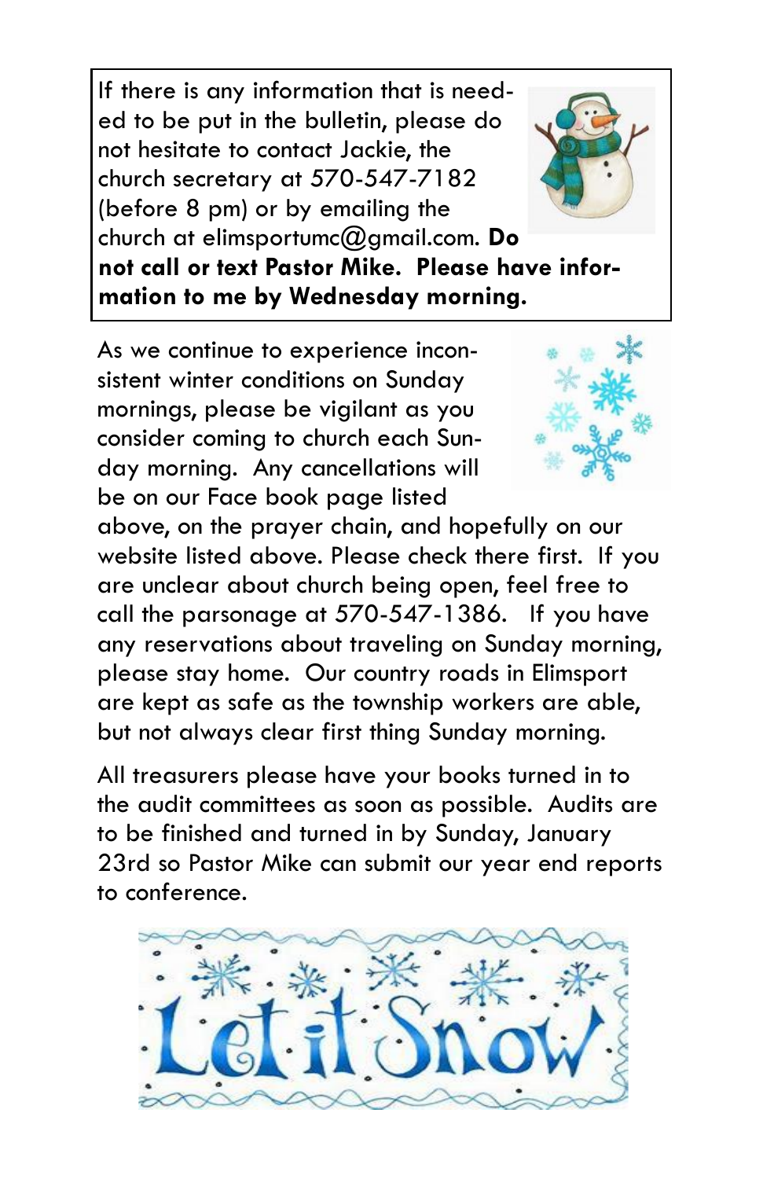If there is any information that is needed to be put in the bulletin, please do not hesitate to contact Jackie, the church secretary at 570-547-7182 (before 8 pm) or by emailing the church at elimsportumc@gmail.com. **Do not call or text Pastor Mike. Please have information to me by Wednesday morning.**

As we continue to experience inconsistent winter conditions on Sunday mornings, please be vigilant as you consider coming to church each Sunday morning. Any cancellations will be on our Face book page listed above, on the prayer chain, and hopefully on our website listed above. Please check there first. If you are unclear about church being open, feel free to call the parsonage at 570-547-1386. If you have any reservations about traveling on Sunday morning, please stay home. Our country roads in Elimsport are kept as safe as the township workers are able, but not always clear first thing Sunday morning.

All treasurers please have your books turned in to the audit committees as soon as possible. Audits are to be finished and turned in by Sunday, January 23rd so Pastor Mike can submit our year end reports to conference.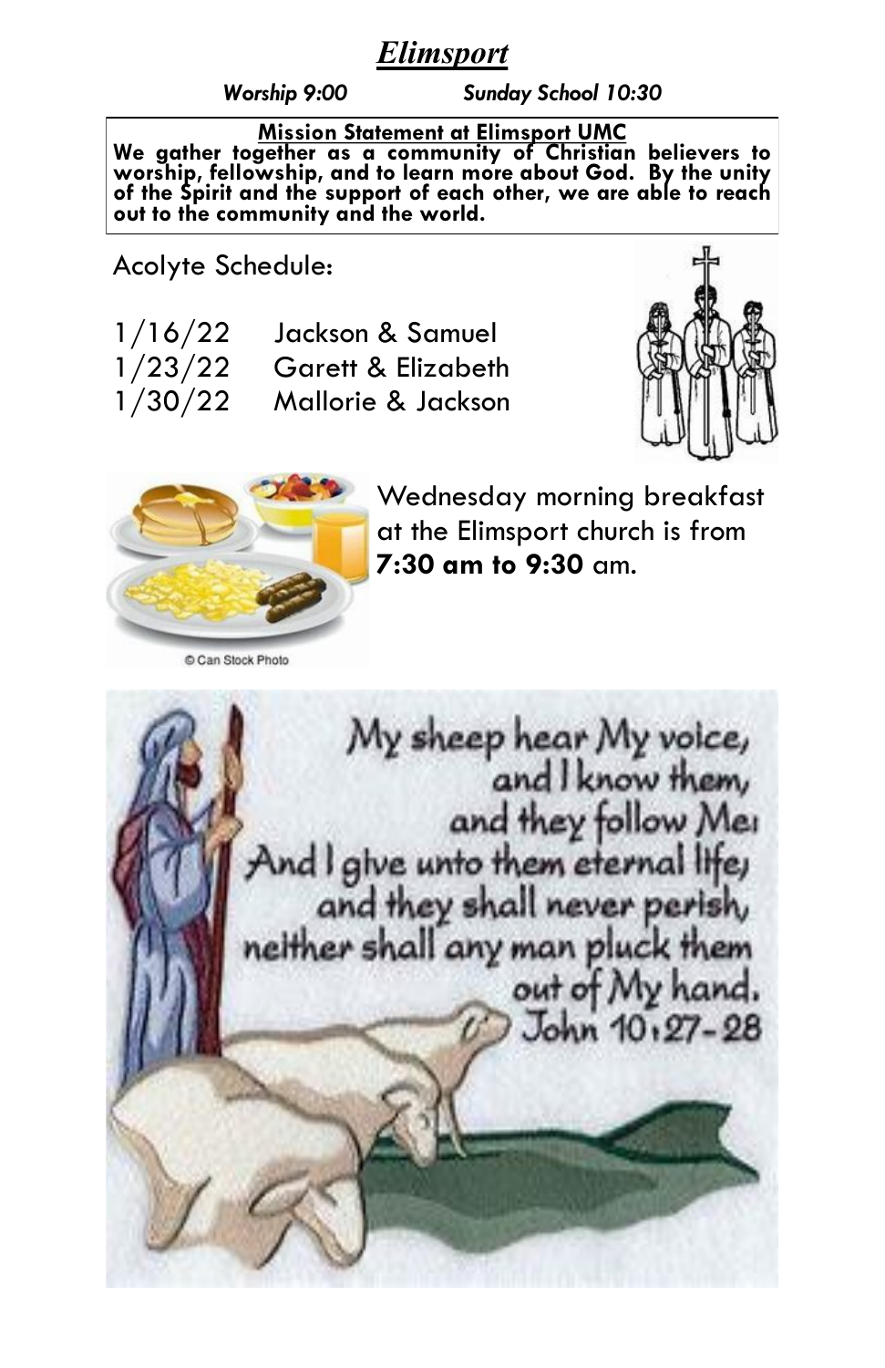# *Elimsport*

***Worship 9:00*** ***Sunday School 10:30***

**Mission Statement at Elimsport UMC**

**We gather together as a community of Christian believers to worship, fellowship, and to learn more about God. By the unity of the Spirit and the support of each other, we are able to reach out to the community and the world.**

Acolyte Schedule:

| | |
|---|---|
| 1/16/22 | Jackson & Samuel |
| 1/23/22 | Garett & Elizabeth |
| 1/30/22 | Mallorie & Jackson |

Wednesday morning breakfast at the Elimsport church is from **7:30 am to 9:30** am.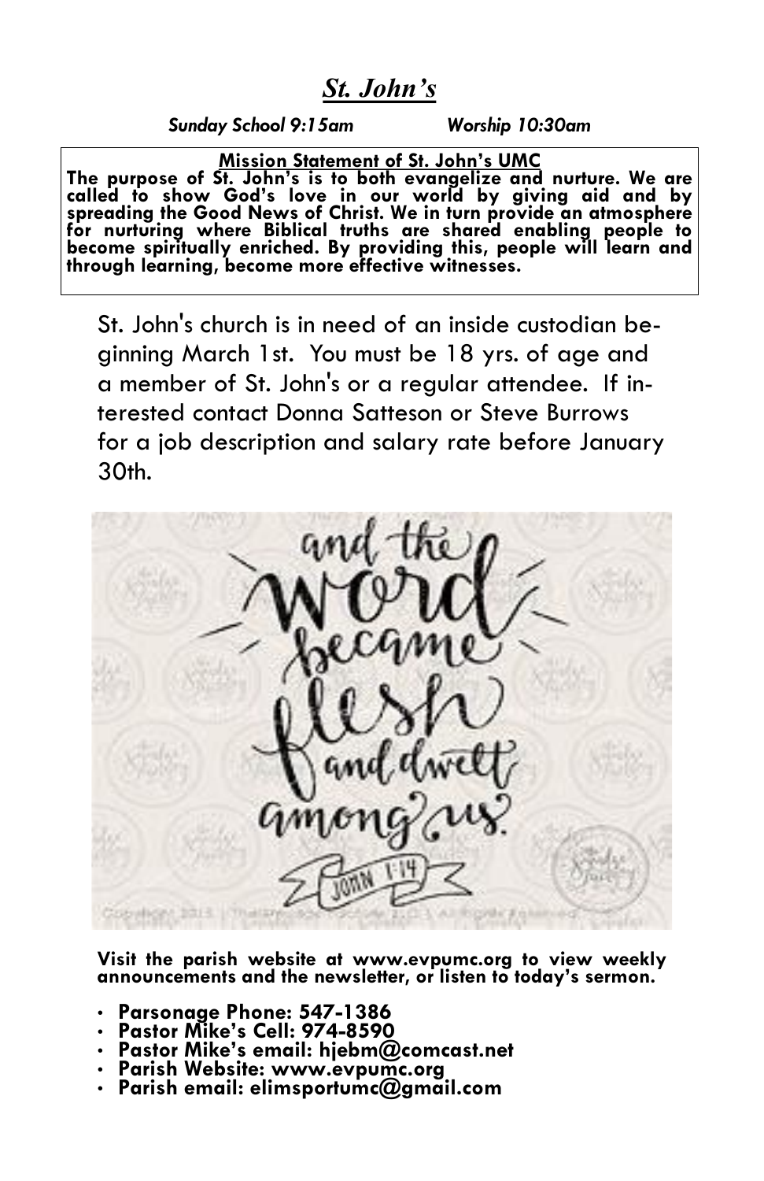# *St. John's*

*Sunday School 9:15am* *Worship 10:30am*

**Mission Statement of St. John's UMC**

**The purpose of St. John's is to both evangelize and nurture. We are called to show God's love in our world by giving aid and by spreading the Good News of Christ. We in turn provide an atmosphere for nurturing where Biblical truths are shared enabling people to become spiritually enriched. By providing this, people will learn and through learning, become more effective witnesses.**

St. John's church is in need of an inside custodian beginning March 1st. You must be 18 yrs. of age and a member of St. John's or a regular attendee. If interested contact Donna Satteson or Steve Burrows for a job description and salary rate before January 30th.

and the word became flesh and dwelt among us. JOHN 1:14

**Visit the parish website at www.evpumc.org to view weekly announcements and the newsletter, or listen to today's sermon.**

- **Parsonage Phone: 547-1386**
- **Pastor Mike's Cell: 974-8590**
- **Pastor Mike's email: hjebm@comcast.net**
- **Parish Website: www.evpumc.org**
- **Parish email: elimsportumc@gmail.com**